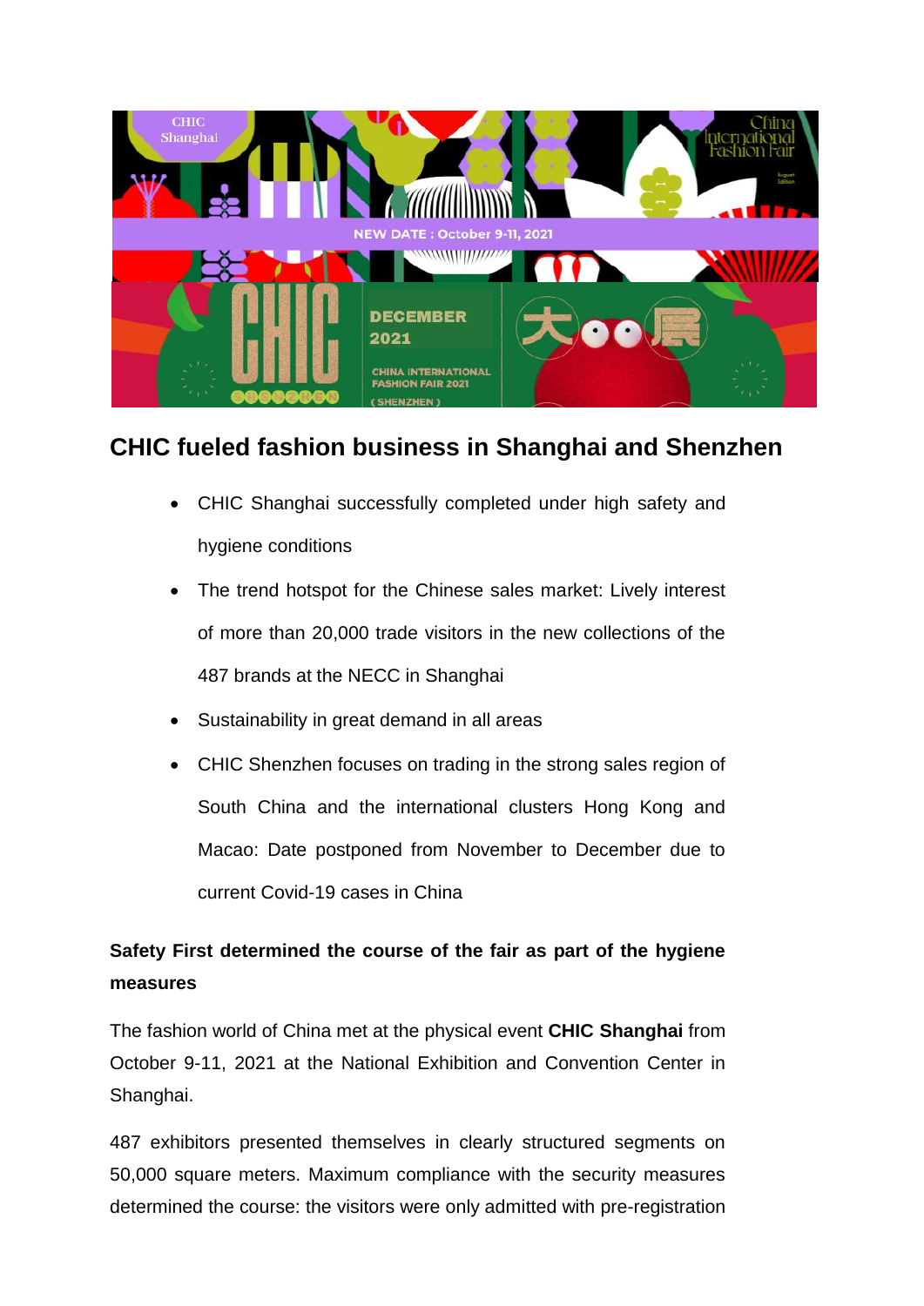# CHIC fueled fashion business in Shanghai and Shenzhen

- CHIC Shanghai successfully completed under high safety and hygiene conditions
- The trend hotspot for the Chinese sales market: Lively interest of more than 20,000 trade visitors in the new collections of the 487 brands at the NECC in Shanghai
- Sustainability in great demand in all areas
- CHIC Shenzhen focuses on trading in the strong sales region of South China and the international clusters Hong Kong and Macao: Date postponed from November to December due to current Covid-19 cases in China

**Safety First determined the course of the fair as part of the hygiene measures**

The fashion world of China met at the physical event **CHIC Shanghai** from October 9-11, 2021 at the National Exhibition and Convention Center in Shanghai.

487 exhibitors presented themselves in clearly structured segments on 50,000 square meters. Maximum compliance with the security measures determined the course: the visitors were only admitted with pre-registration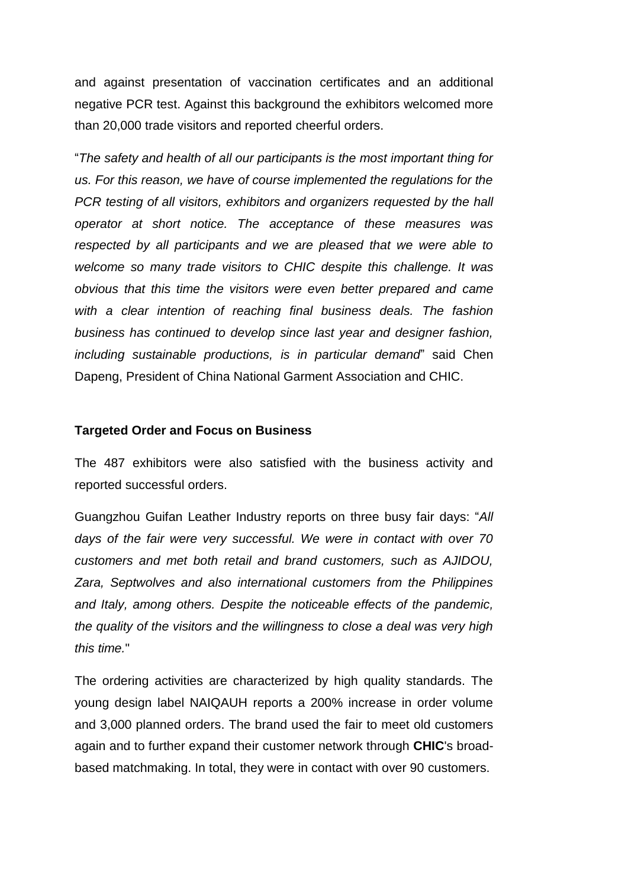and against presentation of vaccination certificates and an additional negative PCR test. Against this background the exhibitors welcomed more than 20,000 trade visitors and reported cheerful orders.

"*The safety and health of all our participants is the most important thing for us. For this reason, we have of course implemented the regulations for the PCR testing of all visitors, exhibitors and organizers requested by the hall operator at short notice. The acceptance of these measures was respected by all participants and we are pleased that we were able to welcome so many trade visitors to CHIC despite this challenge. It was obvious that this time the visitors were even better prepared and came with a clear intention of reaching final business deals. The fashion business has continued to develop since last year and designer fashion, including sustainable productions, is in particular demand*" said Chen Dapeng, President of China National Garment Association and CHIC.

**Targeted Order and Focus on Business**

The 487 exhibitors were also satisfied with the business activity and reported successful orders.

Guangzhou Guifan Leather Industry reports on three busy fair days: "*All days of the fair were very successful. We were in contact with over 70 customers and met both retail and brand customers, such as AJIDOU, Zara, Septwolves and also international customers from the Philippines and Italy, among others. Despite the noticeable effects of the pandemic, the quality of the visitors and the willingness to close a deal was very high this time.*"

The ordering activities are characterized by high quality standards. The young design label NAIQAUH reports a 200% increase in order volume and 3,000 planned orders. The brand used the fair to meet old customers again and to further expand their customer network through **CHIC**'s broad-based matchmaking. In total, they were in contact with over 90 customers.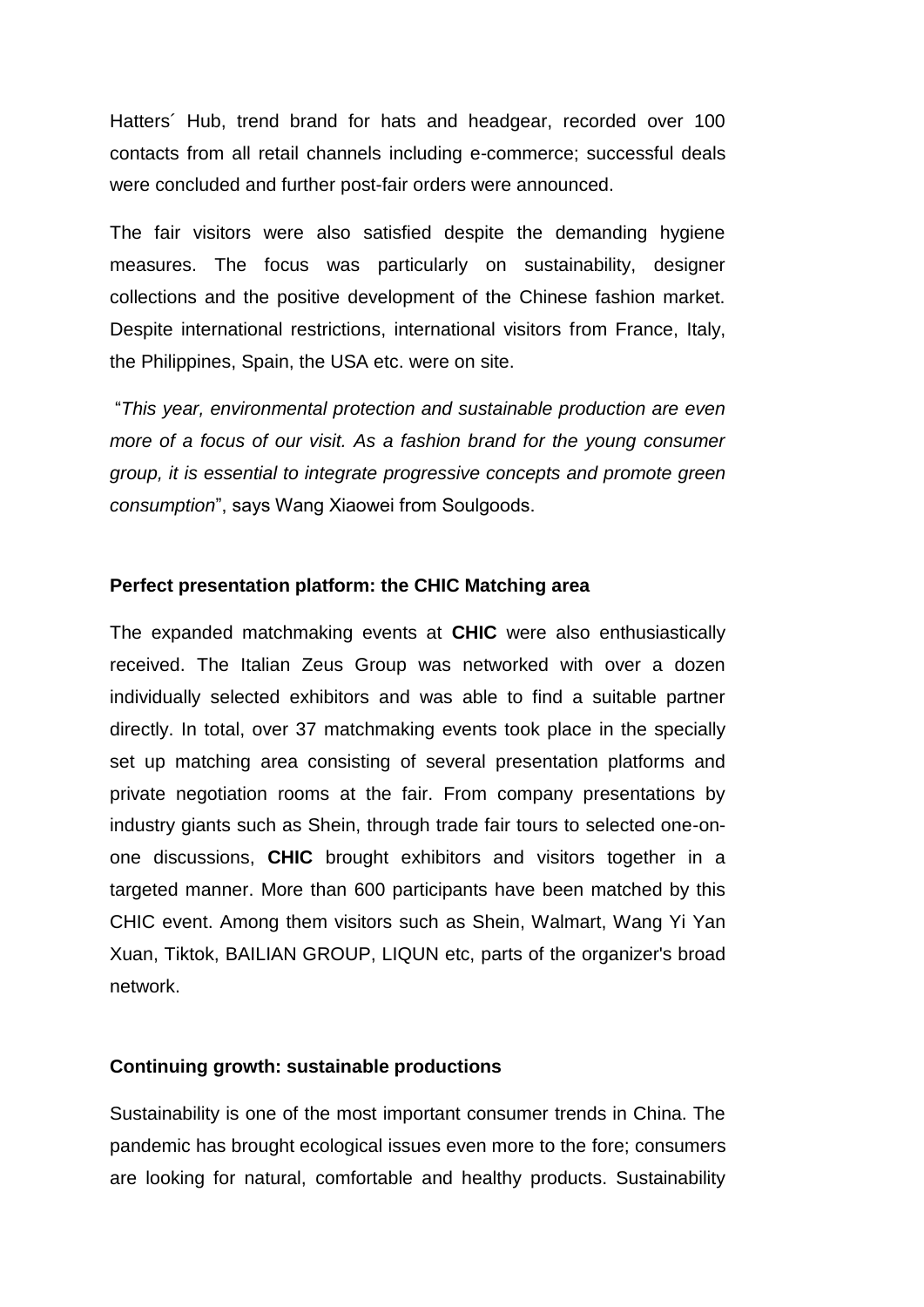Hatters´ Hub, trend brand for hats and headgear, recorded over 100 contacts from all retail channels including e-commerce; successful deals were concluded and further post-fair orders were announced.

The fair visitors were also satisfied despite the demanding hygiene measures. The focus was particularly on sustainability, designer collections and the positive development of the Chinese fashion market. Despite international restrictions, international visitors from France, Italy, the Philippines, Spain, the USA etc. were on site.

"*This year, environmental protection and sustainable production are even more of a focus of our visit. As a fashion brand for the young consumer group, it is essential to integrate progressive concepts and promote green consumption*", says Wang Xiaowei from Soulgoods.

**Perfect presentation platform: the CHIC Matching area**

The expanded matchmaking events at **CHIC** were also enthusiastically received. The Italian Zeus Group was networked with over a dozen individually selected exhibitors and was able to find a suitable partner directly. In total, over 37 matchmaking events took place in the specially set up matching area consisting of several presentation platforms and private negotiation rooms at the fair. From company presentations by industry giants such as Shein, through trade fair tours to selected one-on-one discussions, **CHIC** brought exhibitors and visitors together in a targeted manner. More than 600 participants have been matched by this CHIC event. Among them visitors such as Shein, Walmart, Wang Yi Yan Xuan, Tiktok, BAILIAN GROUP, LIQUN etc, parts of the organizer's broad network.

**Continuing growth: sustainable productions**

Sustainability is one of the most important consumer trends in China. The pandemic has brought ecological issues even more to the fore; consumers are looking for natural, comfortable and healthy products. Sustainability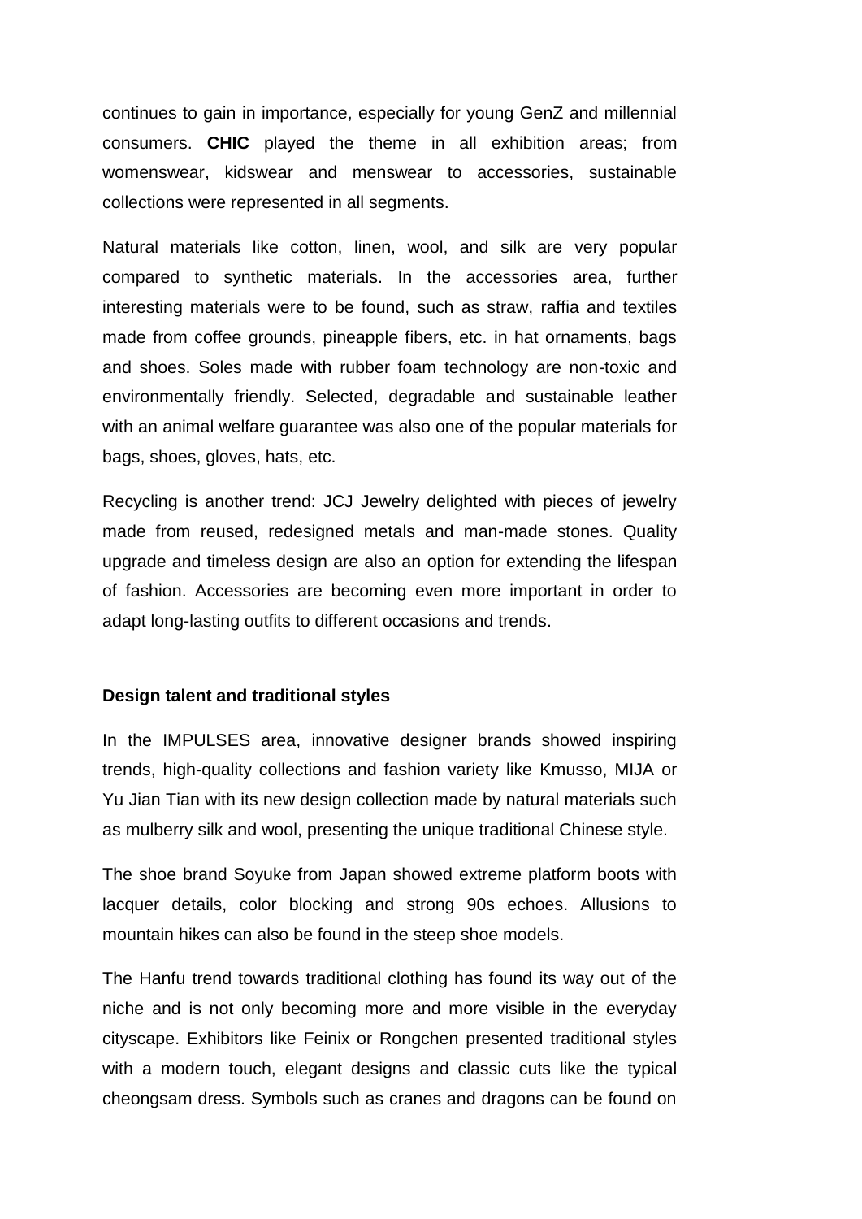continues to gain in importance, especially for young GenZ and millennial consumers. **CHIC** played the theme in all exhibition areas; from womenswear, kidswear and menswear to accessories, sustainable collections were represented in all segments.

Natural materials like cotton, linen, wool, and silk are very popular compared to synthetic materials. In the accessories area, further interesting materials were to be found, such as straw, raffia and textiles made from coffee grounds, pineapple fibers, etc. in hat ornaments, bags and shoes. Soles made with rubber foam technology are non-toxic and environmentally friendly. Selected, degradable and sustainable leather with an animal welfare guarantee was also one of the popular materials for bags, shoes, gloves, hats, etc.

Recycling is another trend: JCJ Jewelry delighted with pieces of jewelry made from reused, redesigned metals and man-made stones. Quality upgrade and timeless design are also an option for extending the lifespan of fashion. Accessories are becoming even more important in order to adapt long-lasting outfits to different occasions and trends.

**Design talent and traditional styles**

In the IMPULSES area, innovative designer brands showed inspiring trends, high-quality collections and fashion variety like Kmusso, MIJA or Yu Jian Tian with its new design collection made by natural materials such as mulberry silk and wool, presenting the unique traditional Chinese style.

The shoe brand Soyuke from Japan showed extreme platform boots with lacquer details, color blocking and strong 90s echoes. Allusions to mountain hikes can also be found in the steep shoe models.

The Hanfu trend towards traditional clothing has found its way out of the niche and is not only becoming more and more visible in the everyday cityscape. Exhibitors like Feinix or Rongchen presented traditional styles with a modern touch, elegant designs and classic cuts like the typical cheongsam dress. Symbols such as cranes and dragons can be found on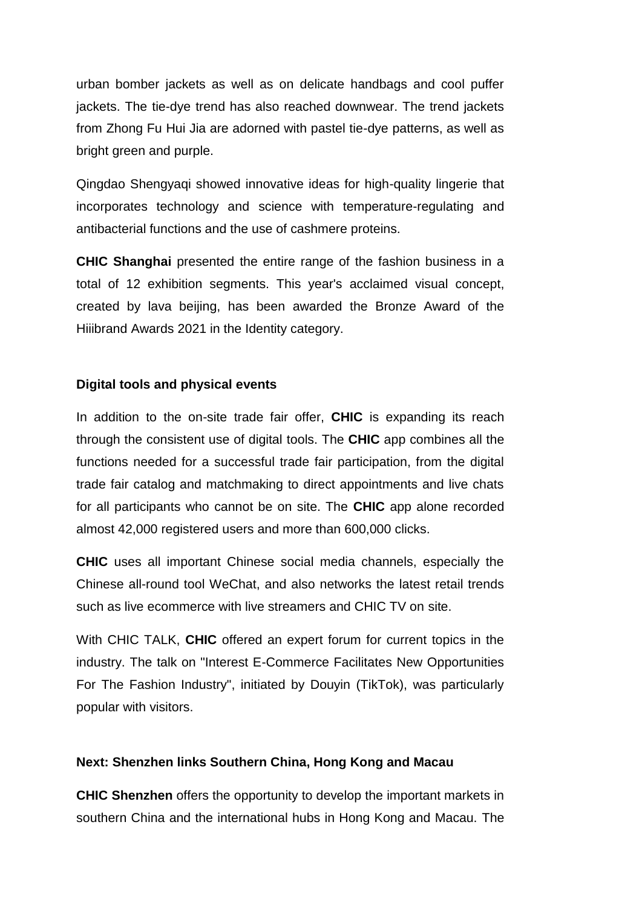urban bomber jackets as well as on delicate handbags and cool puffer jackets. The tie-dye trend has also reached downwear. The trend jackets from Zhong Fu Hui Jia are adorned with pastel tie-dye patterns, as well as bright green and purple.

Qingdao Shengyaqi showed innovative ideas for high-quality lingerie that incorporates technology and science with temperature-regulating and antibacterial functions and the use of cashmere proteins.

**CHIC Shanghai** presented the entire range of the fashion business in a total of 12 exhibition segments. This year's acclaimed visual concept, created by lava beijing, has been awarded the Bronze Award of the Hiiibrand Awards 2021 in the Identity category.

**Digital tools and physical events**

In addition to the on-site trade fair offer, **CHIC** is expanding its reach through the consistent use of digital tools. The **CHIC** app combines all the functions needed for a successful trade fair participation, from the digital trade fair catalog and matchmaking to direct appointments and live chats for all participants who cannot be on site. The **CHIC** app alone recorded almost 42,000 registered users and more than 600,000 clicks.

**CHIC** uses all important Chinese social media channels, especially the Chinese all-round tool WeChat, and also networks the latest retail trends such as live ecommerce with live streamers and CHIC TV on site.

With CHIC TALK, **CHIC** offered an expert forum for current topics in the industry. The talk on "Interest E-Commerce Facilitates New Opportunities For The Fashion Industry", initiated by Douyin (TikTok), was particularly popular with visitors.

**Next: Shenzhen links Southern China, Hong Kong and Macau**

**CHIC Shenzhen** offers the opportunity to develop the important markets in southern China and the international hubs in Hong Kong and Macau. The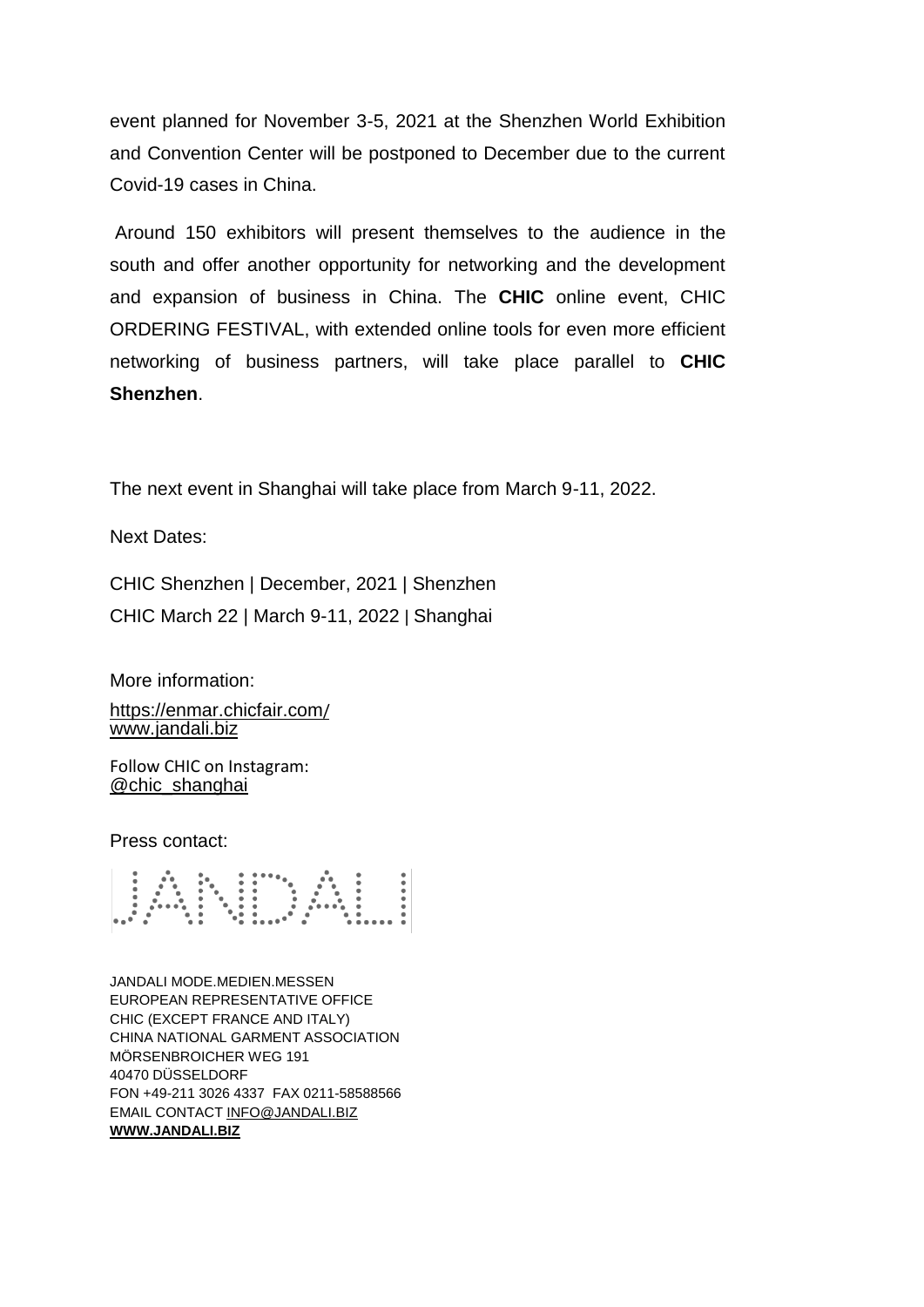event planned for November 3-5, 2021 at the Shenzhen World Exhibition and Convention Center will be postponed to December due to the current Covid-19 cases in China.

Around 150 exhibitors will present themselves to the audience in the south and offer another opportunity for networking and the development and expansion of business in China. The **CHIC** online event, CHIC ORDERING FESTIVAL, with extended online tools for even more efficient networking of business partners, will take place parallel to **CHIC Shenzhen**.

The next event in Shanghai will take place from March 9-11, 2022.

Next Dates:

CHIC Shenzhen | December, 2021 | Shenzhen
CHIC March 22 | March 9-11, 2022 | Shanghai

More information:
https://enmar.chicfair.com/
www.jandali.biz

Follow CHIC on Instagram:
@chic_shanghai

Press contact:

JANDALI

JANDALI MODE.MEDIEN.MESSEN
EUROPEAN REPRESENTATIVE OFFICE
CHIC (EXCEPT FRANCE AND ITALY)
CHINA NATIONAL GARMENT ASSOCIATION
MÖRSENBROICHER WEG 191
40470 DÜSSELDORF
FON +49-211 3026 4337 FAX 0211-58588566
EMAIL CONTACT INFO@JANDALI.BIZ
**WWW.JANDALI.BIZ**